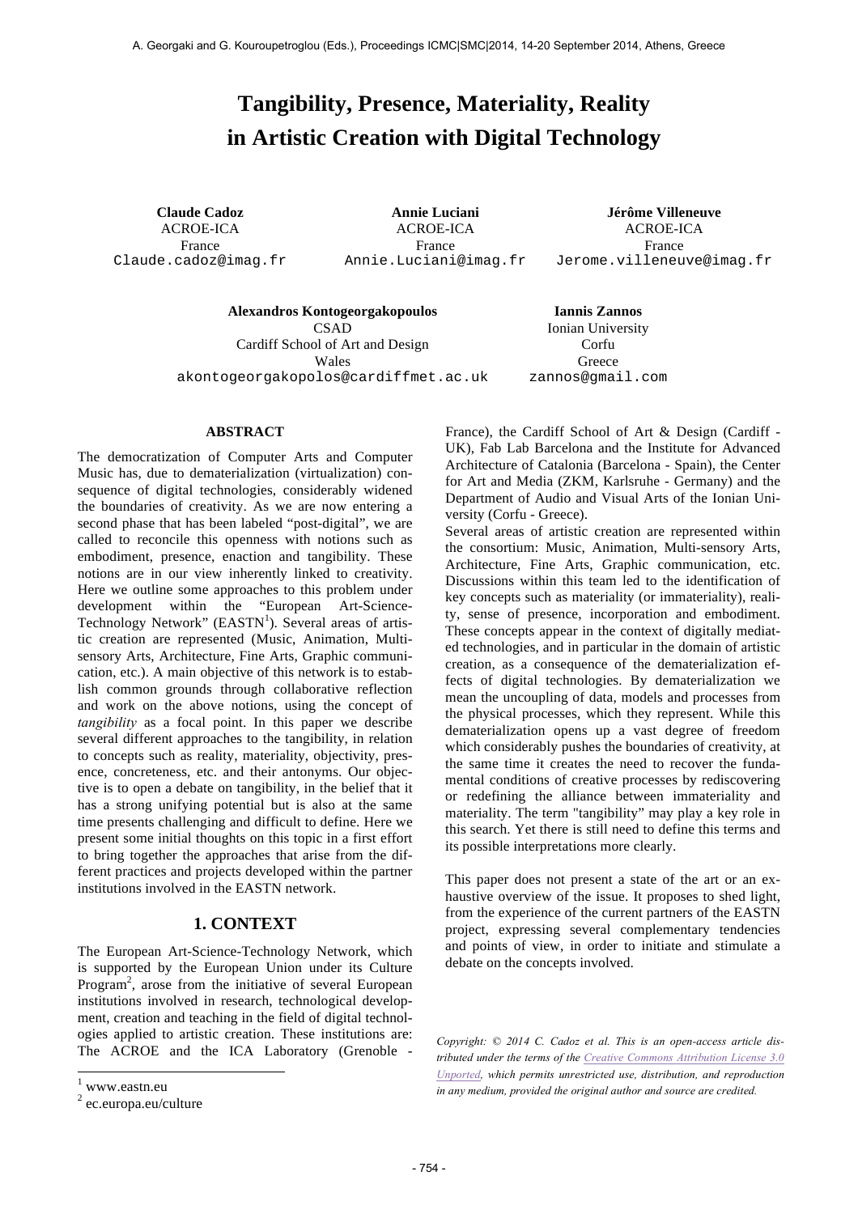# Tangibility, Presence, Materiality, Reality in Artistic Creation with Digital Technology

**Claude Cadoz**
ACROE-ICA
France
Claude.cadoz@imag.fr

**Annie Luciani**
ACROE-ICA
France
Annie.Luciani@imag.fr

**Jérôme Villeneuve**
ACROE-ICA
France
Jerome.villeneuve@imag.fr

**Alexandros Kontogeorgakopoulos**
CSAD
Cardiff School of Art and Design
Wales
akontogeorgakopolos@cardiffmet.ac.uk

**Iannis Zannos**
Ionian University
Corfu
Greece
zannos@gmail.com

## ABSTRACT

The democratization of Computer Arts and Computer Music has, due to dematerialization (virtualization) consequence of digital technologies, considerably widened the boundaries of creativity. As we are now entering a second phase that has been labeled "post-digital", we are called to reconcile this openness with notions such as embodiment, presence, enaction and tangibility. These notions are in our view inherently linked to creativity. Here we outline some approaches to this problem under development within the "European Art-Science-Technology Network" (EASTN[1]). Several areas of artistic creation are represented (Music, Animation, Multisensory Arts, Architecture, Fine Arts, Graphic communication, etc.). A main objective of this network is to establish common grounds through collaborative reflection and work on the above notions, using the concept of *tangibility* as a focal point. In this paper we describe several different approaches to the tangibility, in relation to concepts such as reality, materiality, objectivity, presence, concreteness, etc. and their antonyms. Our objective is to open a debate on tangibility, in the belief that it has a strong unifying potential but is also at the same time presents challenging and difficult to define. Here we present some initial thoughts on this topic in a first effort to bring together the approaches that arise from the different practices and projects developed within the partner institutions involved in the EASTN network.

## 1. CONTEXT

The European Art-Science-Technology Network, which is supported by the European Union under its Culture Program[2], arose from the initiative of several European institutions involved in research, technological development, creation and teaching in the field of digital technologies applied to artistic creation. These institutions are: The ACROE and the ICA Laboratory (Grenoble - France), the Cardiff School of Art & Design (Cardiff - UK), Fab Lab Barcelona and the Institute for Advanced Architecture of Catalonia (Barcelona - Spain), the Center for Art and Media (ZKM, Karlsruhe - Germany) and the Department of Audio and Visual Arts of the Ionian University (Corfu - Greece).

Several areas of artistic creation are represented within the consortium: Music, Animation, Multi-sensory Arts, Architecture, Fine Arts, Graphic communication, etc. Discussions within this team led to the identification of key concepts such as materiality (or immateriality), reality, sense of presence, incorporation and embodiment. These concepts appear in the context of digitally mediated technologies, and in particular in the domain of artistic creation, as a consequence of the dematerialization effects of digital technologies. By dematerialization we mean the uncoupling of data, models and processes from the physical processes, which they represent. While this dematerialization opens up a vast degree of freedom which considerably pushes the boundaries of creativity, at the same time it creates the need to recover the fundamental conditions of creative processes by rediscovering or redefining the alliance between immateriality and materiality. The term "tangibility" may play a key role in this search. Yet there is still need to define this terms and its possible interpretations more clearly.

This paper does not present a state of the art or an exhaustive overview of the issue. It proposes to shed light, from the experience of the current partners of the EASTN project, expressing several complementary tendencies and points of view, in order to initiate and stimulate a debate on the concepts involved.

*Copyright: © 2014 C. Cadoz et al. This is an open-access article distributed under the terms of the Creative Commons Attribution License 3.0 Unported, which permits unrestricted use, distribution, and reproduction in any medium, provided the original author and source are credited.*

[1] www.eastn.eu

[2] ec.europa.eu/culture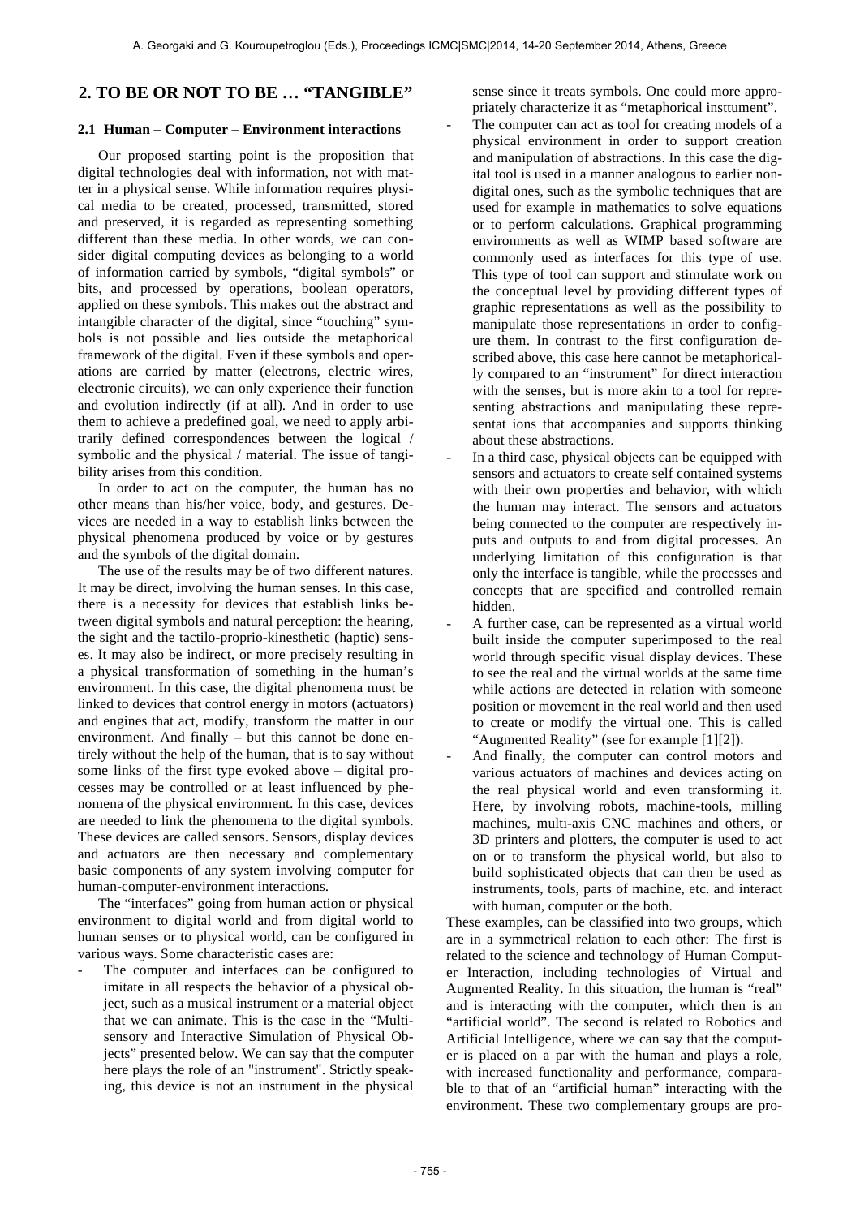## 2. TO BE OR NOT TO BE … "TANGIBLE"

### 2.1 Human – Computer – Environment interactions

Our proposed starting point is the proposition that digital technologies deal with information, not with matter in a physical sense. While information requires physical media to be created, processed, transmitted, stored and preserved, it is regarded as representing something different than these media. In other words, we can consider digital computing devices as belonging to a world of information carried by symbols, "digital symbols" or bits, and processed by operations, boolean operators, applied on these symbols. This makes out the abstract and intangible character of the digital, since "touching" symbols is not possible and lies outside the metaphorical framework of the digital. Even if these symbols and operations are carried by matter (electrons, electric wires, electronic circuits), we can only experience their function and evolution indirectly (if at all). And in order to use them to achieve a predefined goal, we need to apply arbitrarily defined correspondences between the logical / symbolic and the physical / material. The issue of tangibility arises from this condition.

In order to act on the computer, the human has no other means than his/her voice, body, and gestures. Devices are needed in a way to establish links between the physical phenomena produced by voice or by gestures and the symbols of the digital domain.

The use of the results may be of two different natures. It may be direct, involving the human senses. In this case, there is a necessity for devices that establish links between digital symbols and natural perception: the hearing, the sight and the tactilo-proprio-kinesthetic (haptic) senses. It may also be indirect, or more precisely resulting in a physical transformation of something in the human's environment. In this case, the digital phenomena must be linked to devices that control energy in motors (actuators) and engines that act, modify, transform the matter in our environment. And finally – but this cannot be done entirely without the help of the human, that is to say without some links of the first type evoked above – digital processes may be controlled or at least influenced by phenomena of the physical environment. In this case, devices are needed to link the phenomena to the digital symbols. These devices are called sensors. Sensors, display devices and actuators are then necessary and complementary basic components of any system involving computer for human-computer-environment interactions.

The "interfaces" going from human action or physical environment to digital world and from digital world to human senses or to physical world, can be configured in various ways. Some characteristic cases are:

- The computer and interfaces can be configured to imitate in all respects the behavior of a physical object, such as a musical instrument or a material object that we can animate. This is the case in the "Multisensory and Interactive Simulation of Physical Objects" presented below. We can say that the computer here plays the role of an "instrument". Strictly speaking, this device is not an instrument in the physical sense since it treats symbols. One could more appropriately characterize it as "metaphorical insttument".
- The computer can act as tool for creating models of a physical environment in order to support creation and manipulation of abstractions. In this case the digital tool is used in a manner analogous to earlier non-digital ones, such as the symbolic techniques that are used for example in mathematics to solve equations or to perform calculations. Graphical programming environments as well as WIMP based software are commonly used as interfaces for this type of use. This type of tool can support and stimulate work on the conceptual level by providing different types of graphic representations as well as the possibility to manipulate those representations in order to configure them. In contrast to the first configuration described above, this case here cannot be metaphorically compared to an "instrument" for direct interaction with the senses, but is more akin to a tool for representing abstractions and manipulating these representat ions that accompanies and supports thinking about these abstractions.
- In a third case, physical objects can be equipped with sensors and actuators to create self contained systems with their own properties and behavior, with which the human may interact. The sensors and actuators being connected to the computer are respectively inputs and outputs to and from digital processes. An underlying limitation of this configuration is that only the interface is tangible, while the processes and concepts that are specified and controlled remain hidden.
- A further case, can be represented as a virtual world built inside the computer superimposed to the real world through specific visual display devices. These to see the real and the virtual worlds at the same time while actions are detected in relation with someone position or movement in the real world and then used to create or modify the virtual one. This is called "Augmented Reality" (see for example [1][2]).
- And finally, the computer can control motors and various actuators of machines and devices acting on the real physical world and even transforming it. Here, by involving robots, machine-tools, milling machines, multi-axis CNC machines and others, or 3D printers and plotters, the computer is used to act on or to transform the physical world, but also to build sophisticated objects that can then be used as instruments, tools, parts of machine, etc. and interact with human, computer or the both.

These examples, can be classified into two groups, which are in a symmetrical relation to each other: The first is related to the science and technology of Human Computer Interaction, including technologies of Virtual and Augmented Reality. In this situation, the human is "real" and is interacting with the computer, which then is an "artificial world". The second is related to Robotics and Artificial Intelligence, where we can say that the computer is placed on a par with the human and plays a role, with increased functionality and performance, comparable to that of an "artificial human" interacting with the environment. These two complementary groups are pro-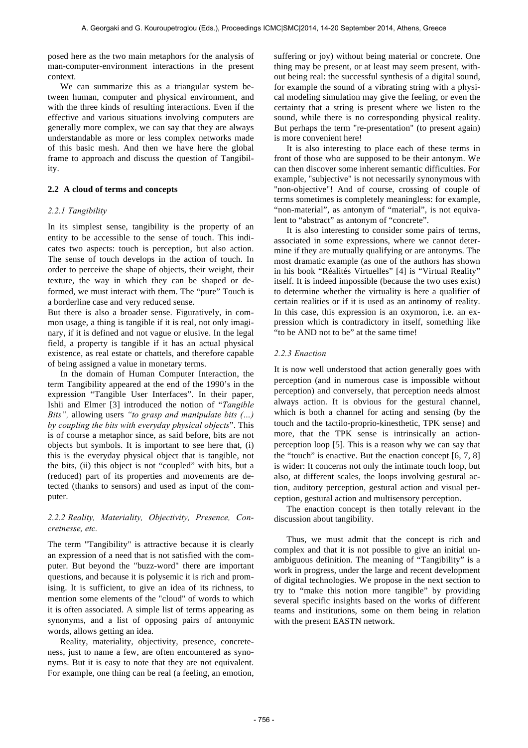posed here as the two main metaphors for the analysis of man-computer-environment interactions in the present context.

We can summarize this as a triangular system between human, computer and physical environment, and with the three kinds of resulting interactions. Even if the effective and various situations involving computers are generally more complex, we can say that they are always understandable as more or less complex networks made of this basic mesh. And then we have here the global frame to approach and discuss the question of Tangibility.

### 2.2 A cloud of terms and concepts

#### *2.2.1 Tangibility*

In its simplest sense, tangibility is the property of an entity to be accessible to the sense of touch. This indicates two aspects: touch is perception, but also action. The sense of touch develops in the action of touch. In order to perceive the shape of objects, their weight, their texture, the way in which they can be shaped or deformed, we must interact with them. The "pure" Touch is a borderline case and very reduced sense.

But there is also a broader sense. Figuratively, in common usage, a thing is tangible if it is real, not only imaginary, if it is defined and not vague or elusive. In the legal field, a property is tangible if it has an actual physical existence, as real estate or chattels, and therefore capable of being assigned a value in monetary terms.

In the domain of Human Computer Interaction, the term Tangibility appeared at the end of the 1990's in the expression "Tangible User Interfaces". In their paper, Ishii and Elmer [3] introduced the notion of "*Tangible Bits",* allowing users *"to grasp and manipulate bits (...) by coupling the bits with everyday physical objects*". This is of course a metaphor since, as said before, bits are not objects but symbols. It is important to see here that, (i) this is the everyday physical object that is tangible, not the bits, (ii) this object is not "coupled" with bits, but a (reduced) part of its properties and movements are detected (thanks to sensors) and used as input of the computer.

#### *2.2.2 Reality, Materiality, Objectivity, Presence, Concretnesse, etc.*

The term "Tangibility" is attractive because it is clearly an expression of a need that is not satisfied with the computer. But beyond the "buzz-word" there are important questions, and because it is polysemic it is rich and promising. It is sufficient, to give an idea of its richness, to mention some elements of the "cloud" of words to which it is often associated. A simple list of terms appearing as synonyms, and a list of opposing pairs of antonymic words, allows getting an idea.

Reality, materiality, objectivity, presence, concreteness, just to name a few, are often encountered as synonyms. But it is easy to note that they are not equivalent. For example, one thing can be real (a feeling, an emotion, suffering or joy) without being material or concrete. One thing may be present, or at least may seem present, without being real: the successful synthesis of a digital sound, for example the sound of a vibrating string with a physical modeling simulation may give the feeling, or even the certainty that a string is present where we listen to the sound, while there is no corresponding physical reality. But perhaps the term "re-presentation" (to present again) is more convenient here!

It is also interesting to place each of these terms in front of those who are supposed to be their antonym. We can then discover some inherent semantic difficulties. For example, "subjective" is not necessarily synonymous with "non-objective"! And of course, crossing of couple of terms sometimes is completely meaningless: for example, "non-material", as antonym of "material", is not equivalent to "abstract" as antonym of "concrete".

It is also interesting to consider some pairs of terms, associated in some expressions, where we cannot determine if they are mutually qualifying or are antonyms. The most dramatic example (as one of the authors has shown in his book "Réalités Virtuelles" [4] is "Virtual Reality" itself. It is indeed impossible (because the two uses exist) to determine whether the virtuality is here a qualifier of certain realities or if it is used as an antinomy of reality. In this case, this expression is an oxymoron, i.e. an expression which is contradictory in itself, something like "to be AND not to be" at the same time!

#### *2.2.3 Enaction*

It is now well understood that action generally goes with perception (and in numerous case is impossible without perception) and conversely, that perception needs almost always action. It is obvious for the gestural channel, which is both a channel for acting and sensing (by the touch and the tactilo-proprio-kinesthetic, TPK sense) and more, that the TPK sense is intrinsically an action-perception loop [5]. This is a reason why we can say that the "touch" is enactive. But the enaction concept [6, 7, 8] is wider: It concerns not only the intimate touch loop, but also, at different scales, the loops involving gestural action, auditory perception, gestural action and visual perception, gestural action and multisensory perception.

The enaction concept is then totally relevant in the discussion about tangibility.

Thus, we must admit that the concept is rich and complex and that it is not possible to give an initial unambiguous definition. The meaning of "Tangibility" is a work in progress, under the large and recent development of digital technologies. We propose in the next section to try to "make this notion more tangible" by providing several specific insights based on the works of different teams and institutions, some on them being in relation with the present EASTN network.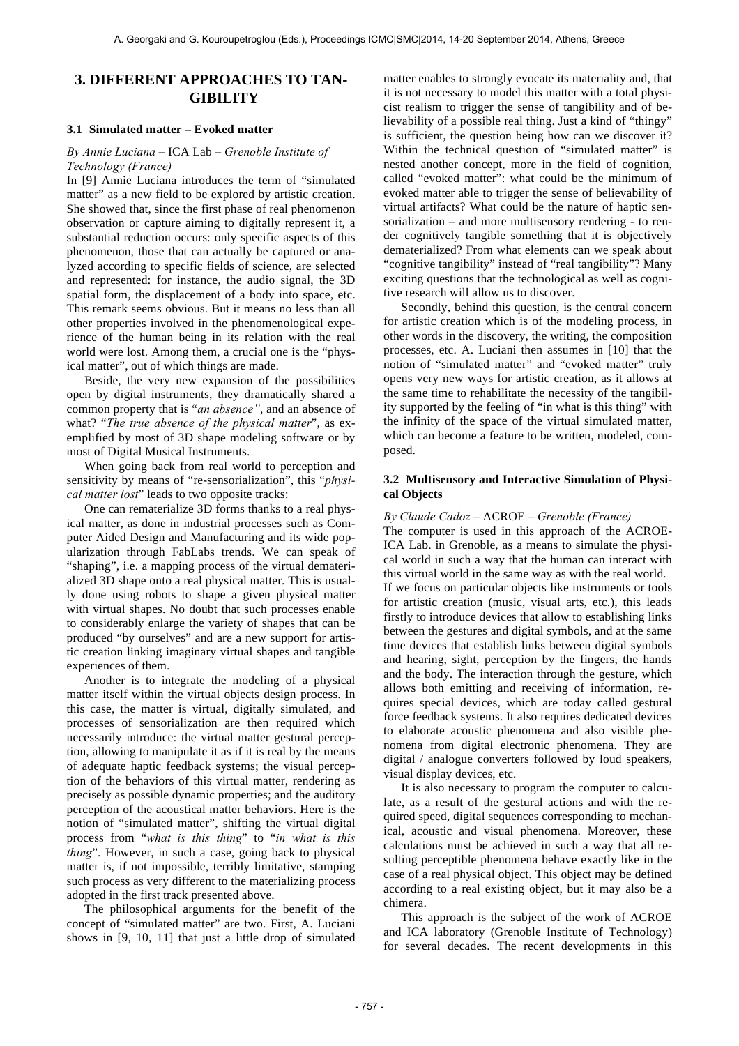# 3. DIFFERENT APPROACHES TO TANGIBILITY

### 3.1 Simulated matter – Evoked matter

*By Annie Luciana* – ICA Lab – *Grenoble Institute of Technology (France)*

In [9] Annie Luciana introduces the term of "simulated matter" as a new field to be explored by artistic creation. She showed that, since the first phase of real phenomenon observation or capture aiming to digitally represent it, a substantial reduction occurs: only specific aspects of this phenomenon, those that can actually be captured or analyzed according to specific fields of science, are selected and represented: for instance, the audio signal, the 3D spatial form, the displacement of a body into space, etc. This remark seems obvious. But it means no less than all other properties involved in the phenomenological experience of the human being in its relation with the real world were lost. Among them, a crucial one is the "physical matter", out of which things are made.

Beside, the very new expansion of the possibilities open by digital instruments, they dramatically shared a common property that is "*an absence"*, and an absence of what? "*The true absence of the physical matter*", as exemplified by most of 3D shape modeling software or by most of Digital Musical Instruments.

When going back from real world to perception and sensitivity by means of "re-sensorialization", this "*physical matter lost*" leads to two opposite tracks:

One can rematerialize 3D forms thanks to a real physical matter, as done in industrial processes such as Computer Aided Design and Manufacturing and its wide popularization through FabLabs trends. We can speak of "shaping", i.e. a mapping process of the virtual dematerialized 3D shape onto a real physical matter. This is usually done using robots to shape a given physical matter with virtual shapes. No doubt that such processes enable to considerably enlarge the variety of shapes that can be produced "by ourselves" and are a new support for artistic creation linking imaginary virtual shapes and tangible experiences of them.

Another is to integrate the modeling of a physical matter itself within the virtual objects design process. In this case, the matter is virtual, digitally simulated, and processes of sensorialization are then required which necessarily introduce: the virtual matter gestural perception, allowing to manipulate it as if it is real by the means of adequate haptic feedback systems; the visual perception of the behaviors of this virtual matter, rendering as precisely as possible dynamic properties; and the auditory perception of the acoustical matter behaviors. Here is the notion of "simulated matter", shifting the virtual digital process from "*what is this thing*" to "*in what is this thing*". However, in such a case, going back to physical matter is, if not impossible, terribly limitative, stamping such process as very different to the materializing process adopted in the first track presented above.

The philosophical arguments for the benefit of the concept of "simulated matter" are two. First, A. Luciani shows in [9, 10, 11] that just a little drop of simulated matter enables to strongly evocate its materiality and, that it is not necessary to model this matter with a total physicist realism to trigger the sense of tangibility and of believability of a possible real thing. Just a kind of "thingy" is sufficient, the question being how can we discover it? Within the technical question of "simulated matter" is nested another concept, more in the field of cognition, called "evoked matter": what could be the minimum of evoked matter able to trigger the sense of believability of virtual artifacts? What could be the nature of haptic sensorialization – and more multisensory rendering - to render cognitively tangible something that it is objectively dematerialized? From what elements can we speak about "cognitive tangibility" instead of "real tangibility"? Many exciting questions that the technological as well as cognitive research will allow us to discover.

Secondly, behind this question, is the central concern for artistic creation which is of the modeling process, in other words in the discovery, the writing, the composition processes, etc. A. Luciani then assumes in [10] that the notion of "simulated matter" and "evoked matter" truly opens very new ways for artistic creation, as it allows at the same time to rehabilitate the necessity of the tangibility supported by the feeling of "in what is this thing" with the infinity of the space of the virtual simulated matter, which can become a feature to be written, modeled, composed.

### 3.2 Multisensory and Interactive Simulation of Physical Objects

*By Claude Cadoz* – ACROE – *Grenoble (France)*

The computer is used in this approach of the ACROE-ICA Lab. in Grenoble, as a means to simulate the physical world in such a way that the human can interact with this virtual world in the same way as with the real world.

If we focus on particular objects like instruments or tools for artistic creation (music, visual arts, etc.), this leads firstly to introduce devices that allow to establishing links between the gestures and digital symbols, and at the same time devices that establish links between digital symbols and hearing, sight, perception by the fingers, the hands and the body. The interaction through the gesture, which allows both emitting and receiving of information, requires special devices, which are today called gestural force feedback systems. It also requires dedicated devices to elaborate acoustic phenomena and also visible phenomena from digital electronic phenomena. They are digital / analogue converters followed by loud speakers, visual display devices, etc.

It is also necessary to program the computer to calculate, as a result of the gestural actions and with the required speed, digital sequences corresponding to mechanical, acoustic and visual phenomena. Moreover, these calculations must be achieved in such a way that all resulting perceptible phenomena behave exactly like in the case of a real physical object. This object may be defined according to a real existing object, but it may also be a chimera.

This approach is the subject of the work of ACROE and ICA laboratory (Grenoble Institute of Technology) for several decades. The recent developments in this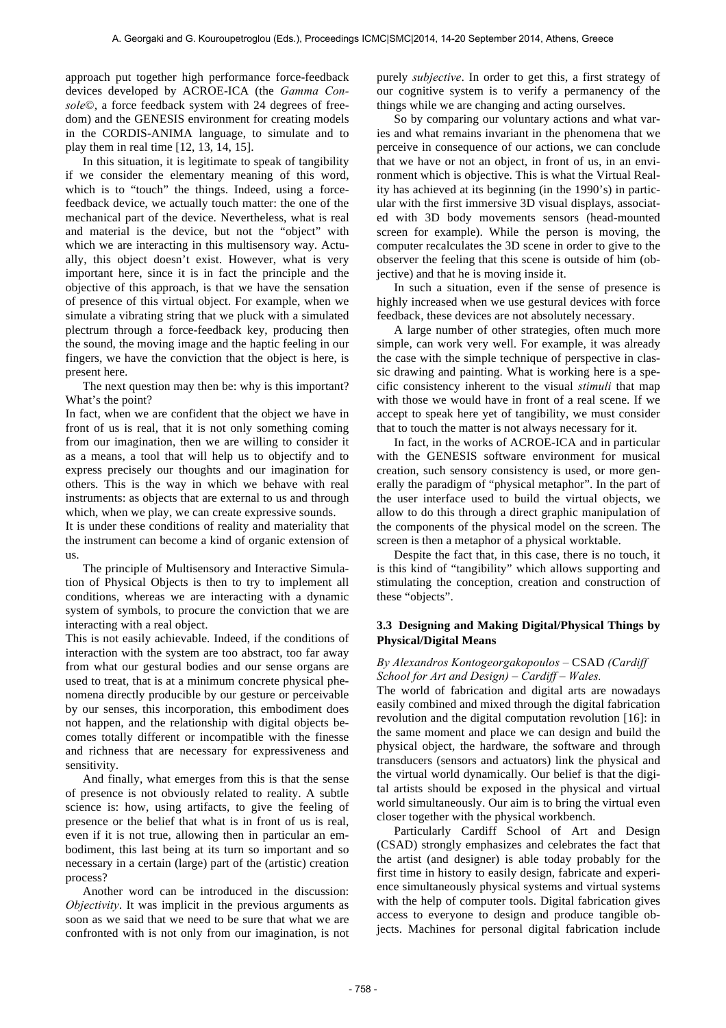approach put together high performance force-feedback devices developed by ACROE-ICA (the *Gamma Console*©, a force feedback system with 24 degrees of freedom) and the GENESIS environment for creating models in the CORDIS-ANIMA language, to simulate and to play them in real time [12, 13, 14, 15].

In this situation, it is legitimate to speak of tangibility if we consider the elementary meaning of this word, which is to "touch" the things. Indeed, using a force-feedback device, we actually touch matter: the one of the mechanical part of the device. Nevertheless, what is real and material is the device, but not the "object" with which we are interacting in this multisensory way. Actually, this object doesn't exist. However, what is very important here, since it is in fact the principle and the objective of this approach, is that we have the sensation of presence of this virtual object. For example, when we simulate a vibrating string that we pluck with a simulated plectrum through a force-feedback key, producing then the sound, the moving image and the haptic feeling in our fingers, we have the conviction that the object is here, is present here.

The next question may then be: why is this important? What's the point?

In fact, when we are confident that the object we have in front of us is real, that it is not only something coming from our imagination, then we are willing to consider it as a means, a tool that will help us to objectify and to express precisely our thoughts and our imagination for others. This is the way in which we behave with real instruments: as objects that are external to us and through which, when we play, we can create expressive sounds.

It is under these conditions of reality and materiality that the instrument can become a kind of organic extension of us.

The principle of Multisensory and Interactive Simulation of Physical Objects is then to try to implement all conditions, whereas we are interacting with a dynamic system of symbols, to procure the conviction that we are interacting with a real object.

This is not easily achievable. Indeed, if the conditions of interaction with the system are too abstract, too far away from what our gestural bodies and our sense organs are used to treat, that is at a minimum concrete physical phenomena directly producible by our gesture or perceivable by our senses, this incorporation, this embodiment does not happen, and the relationship with digital objects becomes totally different or incompatible with the finesse and richness that are necessary for expressiveness and sensitivity.

And finally, what emerges from this is that the sense of presence is not obviously related to reality. A subtle science is: how, using artifacts, to give the feeling of presence or the belief that what is in front of us is real, even if it is not true, allowing then in particular an embodiment, this last being at its turn so important and so necessary in a certain (large) part of the (artistic) creation process?

Another word can be introduced in the discussion: *Objectivity*. It was implicit in the previous arguments as soon as we said that we need to be sure that what we are confronted with is not only from our imagination, is not purely *subjective*. In order to get this, a first strategy of our cognitive system is to verify a permanency of the things while we are changing and acting ourselves.

So by comparing our voluntary actions and what varies and what remains invariant in the phenomena that we perceive in consequence of our actions, we can conclude that we have or not an object, in front of us, in an environment which is objective. This is what the Virtual Reality has achieved at its beginning (in the 1990's) in particular with the first immersive 3D visual displays, associated with 3D body movements sensors (head-mounted screen for example). While the person is moving, the computer recalculates the 3D scene in order to give to the observer the feeling that this scene is outside of him (objective) and that he is moving inside it.

In such a situation, even if the sense of presence is highly increased when we use gestural devices with force feedback, these devices are not absolutely necessary.

A large number of other strategies, often much more simple, can work very well. For example, it was already the case with the simple technique of perspective in classic drawing and painting. What is working here is a specific consistency inherent to the visual *stimuli* that map with those we would have in front of a real scene. If we accept to speak here yet of tangibility, we must consider that to touch the matter is not always necessary for it.

In fact, in the works of ACROE-ICA and in particular with the GENESIS software environment for musical creation, such sensory consistency is used, or more generally the paradigm of "physical metaphor". In the part of the user interface used to build the virtual objects, we allow to do this through a direct graphic manipulation of the components of the physical model on the screen. The screen is then a metaphor of a physical worktable.

Despite the fact that, in this case, there is no touch, it is this kind of "tangibility" which allows supporting and stimulating the conception, creation and construction of these "objects".

### 3.3 Designing and Making Digital/Physical Things by Physical/Digital Means

*By Alexandros Kontogeorgakopoulos* – CSAD *(Cardiff School for Art and Design) – Cardiff – Wales.*

The world of fabrication and digital arts are nowadays easily combined and mixed through the digital fabrication revolution and the digital computation revolution [16]: in the same moment and place we can design and build the physical object, the hardware, the software and through transducers (sensors and actuators) link the physical and the virtual world dynamically. Our belief is that the digital artists should be exposed in the physical and virtual world simultaneously. Our aim is to bring the virtual even closer together with the physical workbench.

Particularly Cardiff School of Art and Design (CSAD) strongly emphasizes and celebrates the fact that the artist (and designer) is able today probably for the first time in history to easily design, fabricate and experience simultaneously physical systems and virtual systems with the help of computer tools. Digital fabrication gives access to everyone to design and produce tangible objects. Machines for personal digital fabrication include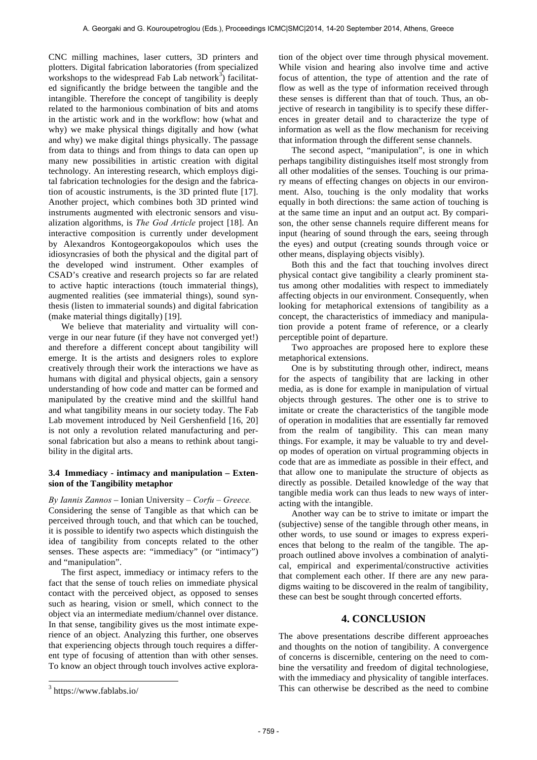CNC milling machines, laser cutters, 3D printers and plotters. Digital fabrication laboratories (from specialized workshops to the widespread Fab Lab network[3]) facilitated significantly the bridge between the tangible and the intangible. Therefore the concept of tangibility is deeply related to the harmonious combination of bits and atoms in the artistic work and in the workflow: how (what and why) we make physical things digitally and how (what and why) we make digital things physically. The passage from data to things and from things to data can open up many new possibilities in artistic creation with digital technology. An interesting research, which employs digital fabrication technologies for the design and the fabrication of acoustic instruments, is the 3D printed flute [17]. Another project, which combines both 3D printed wind instruments augmented with electronic sensors and visualization algorithms, is *The God Article* project [18]. An interactive composition is currently under development by Alexandros Kontogeorgakopoulos which uses the idiosyncrasies of both the physical and the digital part of the developed wind instrument. Other examples of CSAD's creative and research projects so far are related to active haptic interactions (touch immaterial things), augmented realities (see immaterial things), sound synthesis (listen to immaterial sounds) and digital fabrication (make material things digitally) [19].

We believe that materiality and virtuality will converge in our near future (if they have not converged yet!) and therefore a different concept about tangibility will emerge. It is the artists and designers roles to explore creatively through their work the interactions we have as humans with digital and physical objects, gain a sensory understanding of how code and matter can be formed and manipulated by the creative mind and the skillful hand and what tangibility means in our society today. The Fab Lab movement introduced by Neil Gershenfield [16, 20] is not only a revolution related manufacturing and personal fabrication but also a means to rethink about tangibility in the digital arts.

### 3.4 Immediacy - intimacy and manipulation – Extension of the Tangibility metaphor

*By Iannis Zannos* – Ionian University – *Corfu – Greece.*
Considering the sense of Tangible as that which can be perceived through touch, and that which can be touched, it is possible to identify two aspects which distinguish the idea of tangibility from concepts related to the other senses. These aspects are: "immediacy" (or "intimacy") and "manipulation".

The first aspect, immediacy or intimacy refers to the fact that the sense of touch relies on immediate physical contact with the perceived object, as opposed to senses such as hearing, vision or smell, which connect to the object via an intermediate medium/channel over distance. In that sense, tangibility gives us the most intimate experience of an object. Analyzing this further, one observes that experiencing objects through touch requires a different type of focusing of attention than with other senses. To know an object through touch involves active exploration of the object over time through physical movement. While vision and hearing also involve time and active focus of attention, the type of attention and the rate of flow as well as the type of information received through these senses is different than that of touch. Thus, an objective of research in tangibility is to specify these differences in greater detail and to characterize the type of information as well as the flow mechanism for receiving that information through the different sense channels.

The second aspect, "manipulation", is one in which perhaps tangibility distinguishes itself most strongly from all other modalities of the senses. Touching is our primary means of effecting changes on objects in our environment. Also, touching is the only modality that works equally in both directions: the same action of touching is at the same time an input and an output act. By comparison, the other sense channels require different means for input (hearing of sound through the ears, seeing through the eyes) and output (creating sounds through voice or other means, displaying objects visibly).

Both this and the fact that touching involves direct physical contact give tangibility a clearly prominent status among other modalities with respect to immediately affecting objects in our environment. Consequently, when looking for metaphorical extensions of tangibility as a concept, the characteristics of immediacy and manipulation provide a potent frame of reference, or a clearly perceptible point of departure.

Two approaches are proposed here to explore these metaphorical extensions.

One is by substituting through other, indirect, means for the aspects of tangibility that are lacking in other media, as is done for example in manipulation of virtual objects through gestures. The other one is to strive to imitate or create the characteristics of the tangible mode of operation in modalities that are essentially far removed from the realm of tangibility. This can mean many things. For example, it may be valuable to try and develop modes of operation on virtual programming objects in code that are as immediate as possible in their effect, and that allow one to manipulate the structure of objects as directly as possible. Detailed knowledge of the way that tangible media work can thus leads to new ways of interacting with the intangible.

Another way can be to strive to imitate or impart the (subjective) sense of the tangible through other means, in other words, to use sound or images to express experiences that belong to the realm of the tangible. The approach outlined above involves a combination of analytical, empirical and experimental/constructive activities that complement each other. If there are any new paradigms waiting to be discovered in the realm of tangibility, these can best be sought through concerted efforts.

## 4. CONCLUSION

The above presentations describe different approeaches and thoughts on the notion of tangibility. A convergence of concerns is discernible, centering on the need to combine the versatility and freedom of digital technologiese, with the immediacy and physicality of tangible interfaces. This can otherwise be described as the need to combine

[3] https://www.fablabs.io/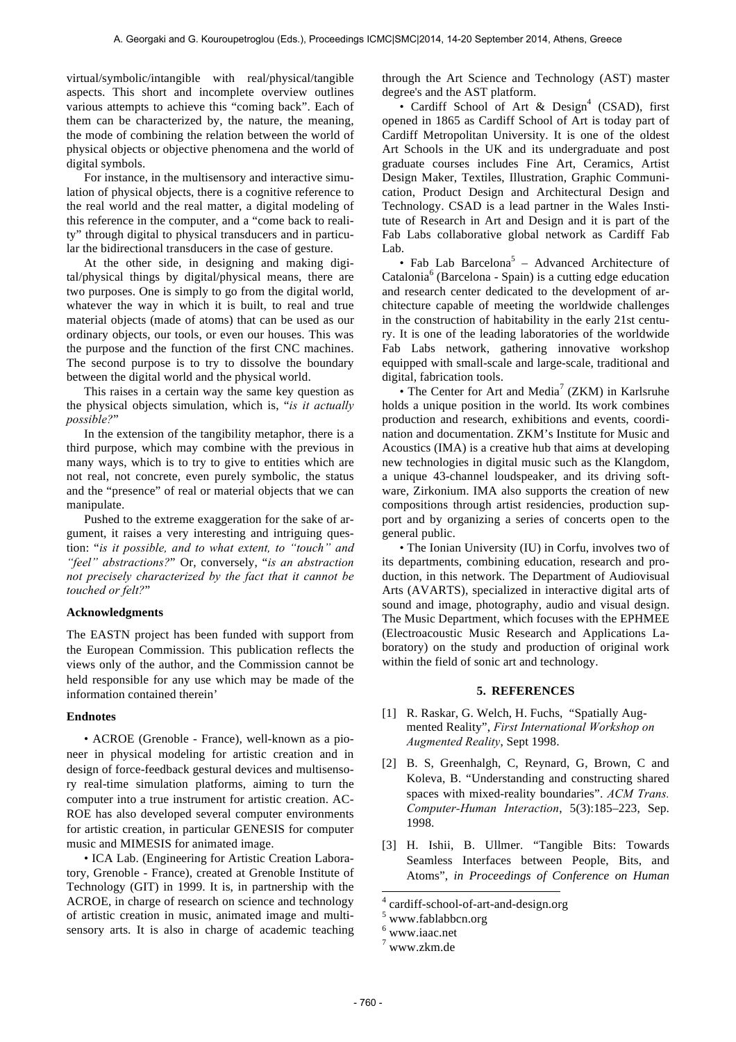virtual/symbolic/intangible with real/physical/tangible aspects. This short and incomplete overview outlines various attempts to achieve this "coming back". Each of them can be characterized by, the nature, the meaning, the mode of combining the relation between the world of physical objects or objective phenomena and the world of digital symbols.

For instance, in the multisensory and interactive simulation of physical objects, there is a cognitive reference to the real world and the real matter, a digital modeling of this reference in the computer, and a "come back to reality" through digital to physical transducers and in particular the bidirectional transducers in the case of gesture.

At the other side, in designing and making digital/physical things by digital/physical means, there are two purposes. One is simply to go from the digital world, whatever the way in which it is built, to real and true material objects (made of atoms) that can be used as our ordinary objects, our tools, or even our houses. This was the purpose and the function of the first CNC machines. The second purpose is to try to dissolve the boundary between the digital world and the physical world.

This raises in a certain way the same key question as the physical objects simulation, which is, "*is it actually possible?*"

In the extension of the tangibility metaphor, there is a third purpose, which may combine with the previous in many ways, which is to try to give to entities which are not real, not concrete, even purely symbolic, the status and the "presence" of real or material objects that we can manipulate.

Pushed to the extreme exaggeration for the sake of argument, it raises a very interesting and intriguing question: "*is it possible, and to what extent, to "touch" and "feel" abstractions?*" Or, conversely, "*is an abstraction not precisely characterized by the fact that it cannot be touched or felt?*"

**Acknowledgments**

The EASTN project has been funded with support from the European Commission. This publication reflects the views only of the author, and the Commission cannot be held responsible for any use which may be made of the information contained therein'

**Endnotes**

• ACROE (Grenoble - France), well-known as a pioneer in physical modeling for artistic creation and in design of force-feedback gestural devices and multisensory real-time simulation platforms, aiming to turn the computer into a true instrument for artistic creation. ACROE has also developed several computer environments for artistic creation, in particular GENESIS for computer music and MIMESIS for animated image.

• ICA Lab. (Engineering for Artistic Creation Laboratory, Grenoble - France), created at Grenoble Institute of Technology (GIT) in 1999. It is, in partnership with the ACROE, in charge of research on science and technology of artistic creation in music, animated image and multisensory arts. It is also in charge of academic teaching through the Art Science and Technology (AST) master degree's and the AST platform.

• Cardiff School of Art & Design[4] (CSAD), first opened in 1865 as Cardiff School of Art is today part of Cardiff Metropolitan University. It is one of the oldest Art Schools in the UK and its undergraduate and post graduate courses includes Fine Art, Ceramics, Artist Design Maker, Textiles, Illustration, Graphic Communication, Product Design and Architectural Design and Technology. CSAD is a lead partner in the Wales Institute of Research in Art and Design and it is part of the Fab Labs collaborative global network as Cardiff Fab Lab.

• Fab Lab Barcelona[5] – Advanced Architecture of Catalonia[6] (Barcelona - Spain) is a cutting edge education and research center dedicated to the development of architecture capable of meeting the worldwide challenges in the construction of habitability in the early 21st century. It is one of the leading laboratories of the worldwide Fab Labs network, gathering innovative workshop equipped with small-scale and large-scale, traditional and digital, fabrication tools.

• The Center for Art and Media[7] (ZKM) in Karlsruhe holds a unique position in the world. Its work combines production and research, exhibitions and events, coordination and documentation. ZKM's Institute for Music and Acoustics (IMA) is a creative hub that aims at developing new technologies in digital music such as the Klangdom, a unique 43-channel loudspeaker, and its driving software, Zirkonium. IMA also supports the creation of new compositions through artist residencies, production support and by organizing a series of concerts open to the general public.

• The Ionian University (IU) in Corfu, involves two of its departments, combining education, research and production, in this network. The Department of Audiovisual Arts (AVARTS), specialized in interactive digital arts of sound and image, photography, audio and visual design. The Music Department, which focuses with the EPHMEE (Electroacoustic Music Research and Applications Laboratory) on the study and production of original work within the field of sonic art and technology.

## 5. REFERENCES

[1] R. Raskar, G. Welch, H. Fuchs, "Spatially Augmented Reality", *First International Workshop on Augmented Reality*, Sept 1998.

[2] B. S, Greenhalgh, C, Reynard, G, Brown, C and Koleva, B. "Understanding and constructing shared spaces with mixed-reality boundaries". *ACM Trans. Computer-Human Interaction*, 5(3):185–223, Sep. 1998.

[3] H. Ishii, B. Ullmer. "Tangible Bits: Towards Seamless Interfaces between People, Bits, and Atoms", *in Proceedings of Conference on Human*

[4] cardiff-school-of-art-and-design.org

[5] www.fablabbcn.org

[6] www.iaac.net

[7] www.zkm.de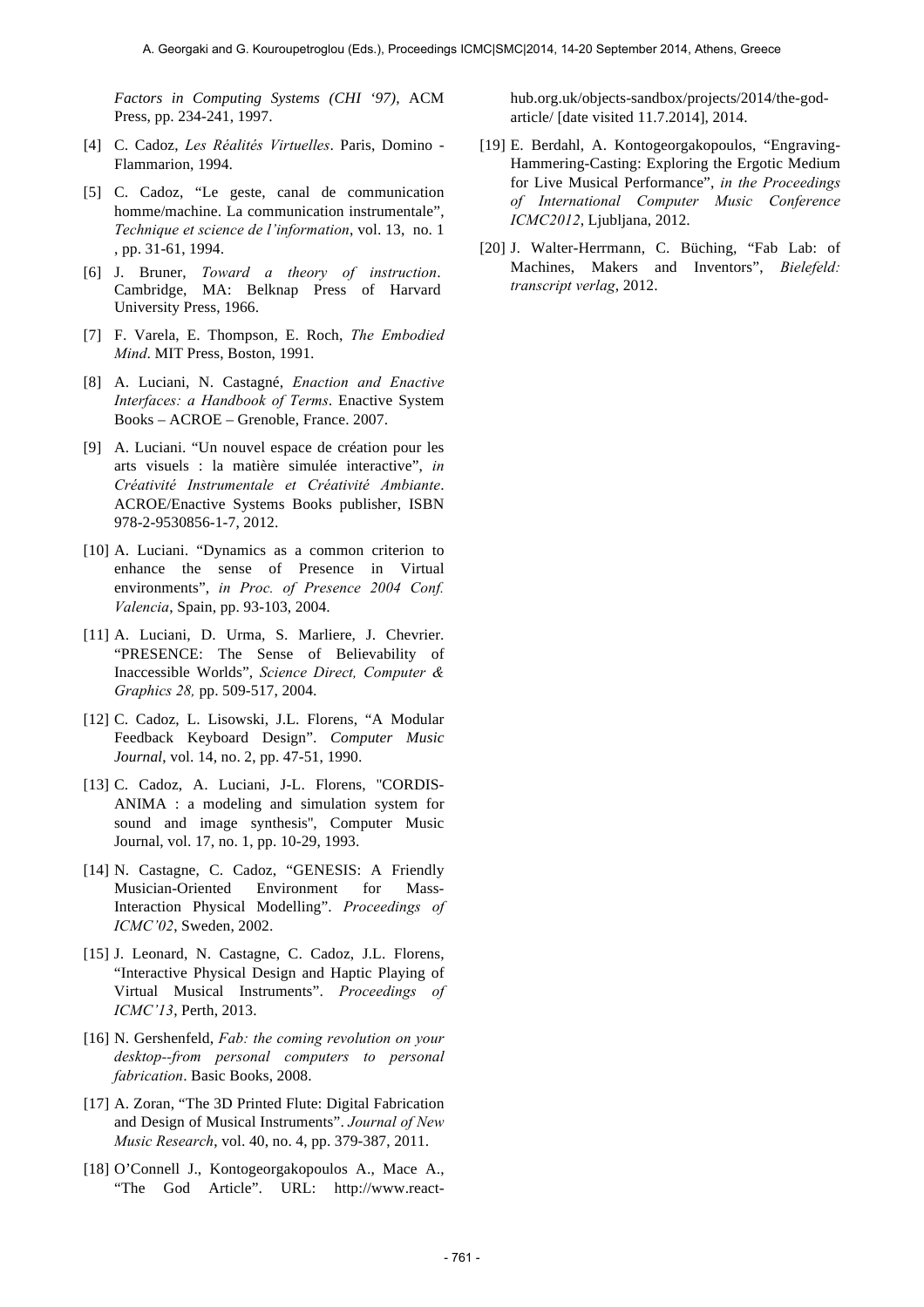*Factors in Computing Systems (CHI '97)*, ACM Press, pp. 234-241, 1997.

- [4] C. Cadoz, *Les Réalités Virtuelles*. Paris, Domino - Flammarion, 1994.
- [5] C. Cadoz, "Le geste, canal de communication homme/machine. La communication instrumentale", *Technique et science de l'information*, vol. 13, no. 1 , pp. 31-61, 1994.
- [6] J. Bruner, *Toward a theory of instruction*. Cambridge, MA: Belknap Press of Harvard University Press, 1966.
- [7] F. Varela, E. Thompson, E. Roch, *The Embodied Mind*. MIT Press, Boston, 1991.
- [8] A. Luciani, N. Castagné, *Enaction and Enactive Interfaces: a Handbook of Terms*. Enactive System Books – ACROE – Grenoble, France. 2007.
- [9] A. Luciani. "Un nouvel espace de création pour les arts visuels : la matière simulée interactive", *in Créativité Instrumentale et Créativité Ambiante*. ACROE/Enactive Systems Books publisher, ISBN 978-2-9530856-1-7, 2012.
- [10] A. Luciani. "Dynamics as a common criterion to enhance the sense of Presence in Virtual environments", *in Proc. of Presence 2004 Conf. Valencia*, Spain, pp. 93-103, 2004.
- [11] A. Luciani, D. Urma, S. Marliere, J. Chevrier. "PRESENCE: The Sense of Believability of Inaccessible Worlds", *Science Direct, Computer & Graphics 28,* pp. 509-517, 2004.
- [12] C. Cadoz, L. Lisowski, J.L. Florens, "A Modular Feedback Keyboard Design". *Computer Music Journal*, vol. 14, no. 2, pp. 47-51, 1990.
- [13] C. Cadoz, A. Luciani, J-L. Florens, "CORDIS-ANIMA : a modeling and simulation system for sound and image synthesis", Computer Music Journal, vol. 17, no. 1, pp. 10-29, 1993.
- [14] N. Castagne, C. Cadoz, "GENESIS: A Friendly Musician-Oriented Environment for Mass-Interaction Physical Modelling". *Proceedings of ICMC'02*, Sweden, 2002.
- [15] J. Leonard, N. Castagne, C. Cadoz, J.L. Florens, "Interactive Physical Design and Haptic Playing of Virtual Musical Instruments". *Proceedings of ICMC'13*, Perth, 2013.
- [16] N. Gershenfeld, *Fab: the coming revolution on your desktop--from personal computers to personal fabrication*. Basic Books, 2008.
- [17] A. Zoran, "The 3D Printed Flute: Digital Fabrication and Design of Musical Instruments". *Journal of New Music Research*, vol. 40, no. 4, pp. 379-387, 2011.
- [18] O'Connell J., Kontogeorgakopoulos A., Mace A., "The God Article". URL: http://www.react-hub.org.uk/objects-sandbox/projects/2014/the-god-article/ [date visited 11.7.2014], 2014.
- [19] E. Berdahl, A. Kontogeorgakopoulos, "Engraving-Hammering-Casting: Exploring the Ergotic Medium for Live Musical Performance", *in the Proceedings of International Computer Music Conference ICMC2012*, Ljubljana, 2012.
- [20] J. Walter-Herrmann, C. Büching, "Fab Lab: of Machines, Makers and Inventors", *Bielefeld: transcript verlag*, 2012.